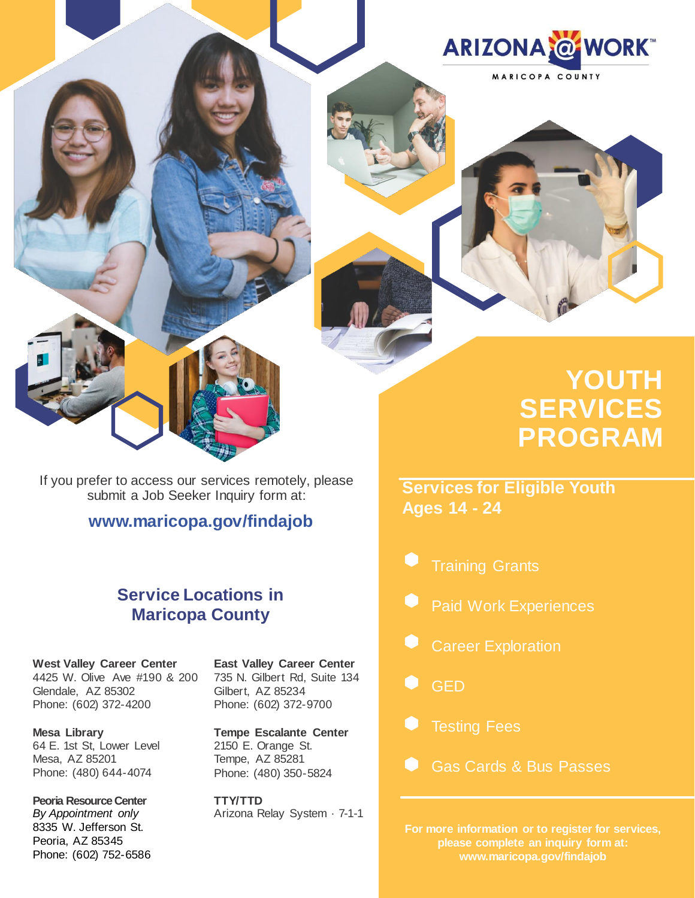ARIZONA@WORK

MARICOPA COUNTY

# YOUTH SERVICES PROGRAM

## Services for Eligible Youth Ages 14 - 24

- Training Grants
- Paid Work Experiences
- Career Exploration
- GED
- Testing Fees
- Gas Cards & Bus Passes

**For more information or to register for services, please complete an inquiry form at: www.maricopa.gov/findajob**

If you prefer to access our services remotely, please submit a Job Seeker Inquiry form at:

**www.maricopa.gov/findajob**

## Service Locations in Maricopa County

**West Valley Career Center**
4425 W. Olive Ave #190 & 200
Glendale, AZ 85302
Phone: (602) 372-4200

**Mesa Library**
64 E. 1st St, Lower Level
Mesa, AZ 85201
Phone: (480) 644-4074

**Peoria Resource Center**
*By Appointment only*
8335 W. Jefferson St.
Peoria, AZ 85345
Phone: (602) 752-6586

**East Valley Career Center**
735 N. Gilbert Rd, Suite 134
Gilbert, AZ 85234
Phone: (602) 372-9700

**Tempe Escalante Center**
2150 E. Orange St.
Tempe, AZ 85281
Phone: (480) 350-5824

**TTY/TTD**
Arizona Relay System · 7-1-1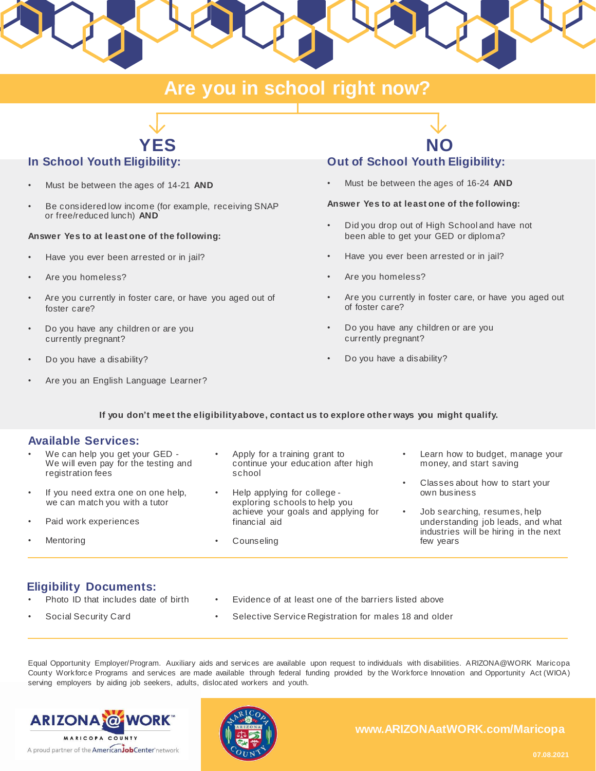# Are you in school right now?

## YES

### In School Youth Eligibility:

- Must be between the ages of 14-21 **AND**
- Be considered low income (for example, receiving SNAP or free/reduced lunch) **AND**

**Answer Yes to at least one of the following:**

- Have you ever been arrested or in jail?
- Are you homeless?
- Are you currently in foster care, or have you aged out of foster care?
- Do you have any children or are you currently pregnant?
- Do you have a disability?
- Are you an English Language Learner?

## NO

### Out of School Youth Eligibility:

- Must be between the ages of 16-24 **AND**

**Answer Yes to at least one of the following:**

- Did you drop out of High School and have not been able to get your GED or diploma?
- Have you ever been arrested or in jail?
- Are you homeless?
- Are you currently in foster care, or have you aged out of foster care?
- Do you have any children or are you currently pregnant?
- Do you have a disability?

**If you don't meet the eligibility above, contact us to explore other ways you might qualify.**

## Available Services:

- We can help you get your GED - We will even pay for the testing and registration fees
- If you need extra one on one help, we can match you with a tutor
- Paid work experiences
- Mentoring
- Apply for a training grant to continue your education after high school
- Help applying for college - exploring schools to help you achieve your goals and applying for financial aid
- Counseling
- Learn how to budget, manage your money, and start saving
- Classes about how to start your own business
- Job searching, resumes, help understanding job leads, and what industries will be hiring in the next few years

## Eligibility Documents:

- Photo ID that includes date of birth
- Social Security Card
- Evidence of at least one of the barriers listed above
- Selective Service Registration for males 18 and older

Equal Opportunity Employer/Program. Auxiliary aids and services are available upon request to individuals with disabilities. ARIZONA@WORK Maricopa County Workforce Programs and services are made available through federal funding provided by the Workforce Innovation and Opportunity Act (WIOA) serving employers by aiding job seekers, adults, dislocated workers and youth.

ARIZONA@WORK MARICOPA COUNTY

A proud partner of the AmericanJobCenter network

www.ARIZONAatWORK.com/Maricopa

07.08.2021